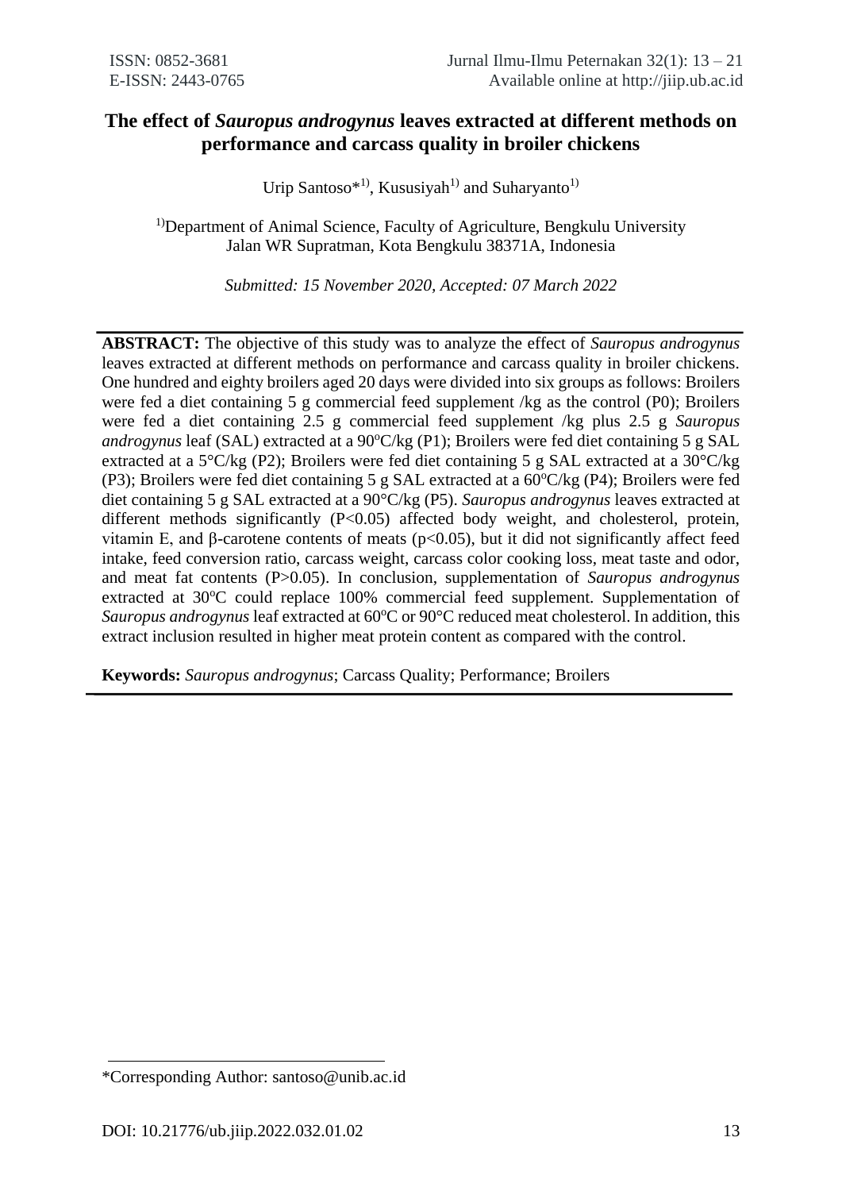# The effect of *Sauropus androgynus* leaves extracted at different methods on performance and carcass quality in broiler chickens

Urip Santoso*[1], Kususiyah[1] and Suharyanto[1]

[1]Department of Animal Science, Faculty of Agriculture, Bengkulu University
Jalan WR Supratman, Kota Bengkulu 38371A, Indonesia

*Submitted: 15 November 2020, Accepted: 07 March 2022*

---

**ABSTRACT:** The objective of this study was to analyze the effect of *Sauropus androgynus* leaves extracted at different methods on performance and carcass quality in broiler chickens. One hundred and eighty broilers aged 20 days were divided into six groups as follows: Broilers were fed a diet containing 5 g commercial feed supplement /kg as the control (P0); Broilers were fed a diet containing 2.5 g commercial feed supplement /kg plus 2.5 g *Sauropus androgynus* leaf (SAL) extracted at a 90°C/kg (P1); Broilers were fed diet containing 5 g SAL extracted at a 5°C/kg (P2); Broilers were fed diet containing 5 g SAL extracted at a 30°C/kg (P3); Broilers were fed diet containing 5 g SAL extracted at a 60°C/kg (P4); Broilers were fed diet containing 5 g SAL extracted at a 90°C/kg (P5). *Sauropus androgynus* leaves extracted at different methods significantly ($P<0.05$) affected body weight, and cholesterol, protein, vitamin E, and β-carotene contents of meats ($p<0.05$), but it did not significantly affect feed intake, feed conversion ratio, carcass weight, carcass color cooking loss, meat taste and odor, and meat fat contents ($P>0.05$). In conclusion, supplementation of *Sauropus androgynus* extracted at 30°C could replace 100% commercial feed supplement. Supplementation of *Sauropus androgynus* leaf extracted at 60°C or 90°C reduced meat cholesterol. In addition, this extract inclusion resulted in higher meat protein content as compared with the control.

**Keywords:** *Sauropus androgynus*; Carcass Quality; Performance; Broilers

---

*Corresponding Author: santoso@unib.ac.id

DOI: 10.21776/ub.jiip.2022.032.01.02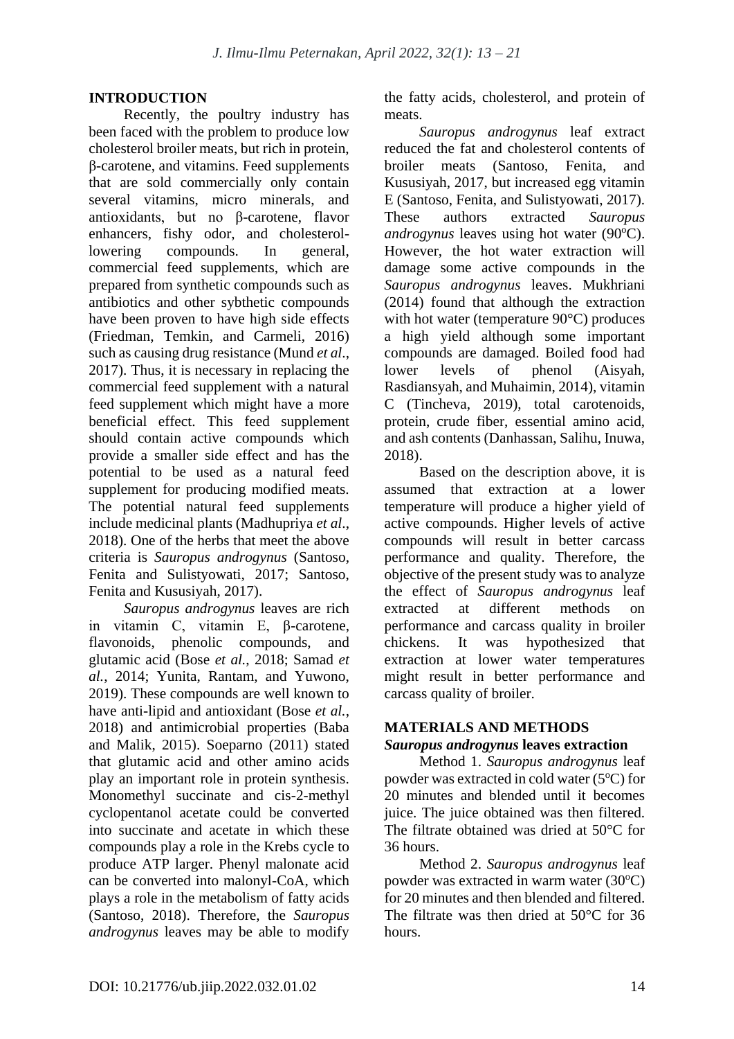## INTRODUCTION

Recently, the poultry industry has been faced with the problem to produce low cholesterol broiler meats, but rich in protein, β-carotene, and vitamins. Feed supplements that are sold commercially only contain several vitamins, micro minerals, and antioxidants, but no β-carotene, flavor enhancers, fishy odor, and cholesterol-lowering compounds. In general, commercial feed supplements, which are prepared from synthetic compounds such as antibiotics and other sybthetic compounds have been proven to have high side effects (Friedman, Temkin, and Carmeli, 2016) such as causing drug resistance (Mund *et al*., 2017). Thus, it is necessary in replacing the commercial feed supplement with a natural feed supplement which might have a more beneficial effect. This feed supplement should contain active compounds which provide a smaller side effect and has the potential to be used as a natural feed supplement for producing modified meats. The potential natural feed supplements include medicinal plants (Madhupriya *et al*., 2018). One of the herbs that meet the above criteria is *Sauropus androgynus* (Santoso, Fenita and Sulistyowati, 2017; Santoso, Fenita and Kususiyah, 2017).

*Sauropus androgynus* leaves are rich in vitamin C, vitamin E, β-carotene, flavonoids, phenolic compounds, and glutamic acid (Bose *et al.*, 2018; Samad *et al.*, 2014; Yunita, Rantam, and Yuwono, 2019). These compounds are well known to have anti-lipid and antioxidant (Bose *et al.*, 2018) and antimicrobial properties (Baba and Malik, 2015). Soeparno (2011) stated that glutamic acid and other amino acids play an important role in protein synthesis. Monomethyl succinate and cis-2-methyl cyclopentanol acetate could be converted into succinate and acetate in which these compounds play a role in the Krebs cycle to produce ATP larger. Phenyl malonate acid can be converted into malonyl-CoA, which plays a role in the metabolism of fatty acids (Santoso, 2018). Therefore, the *Sauropus androgynus* leaves may be able to modify the fatty acids, cholesterol, and protein of meats.

*Sauropus androgynus* leaf extract reduced the fat and cholesterol contents of broiler meats (Santoso, Fenita, and Kususiyah, 2017, but increased egg vitamin E (Santoso, Fenita, and Sulistyowati, 2017). These authors extracted *Sauropus androgynus* leaves using hot water (90°C). However, the hot water extraction will damage some active compounds in the *Sauropus androgynus* leaves. Mukhriani (2014) found that although the extraction with hot water (temperature 90°C) produces a high yield although some important compounds are damaged. Boiled food had lower levels of phenol (Aisyah, Rasdiansyah, and Muhaimin, 2014), vitamin C (Tincheva, 2019), total carotenoids, protein, crude fiber, essential amino acid, and ash contents (Danhassan, Salihu, Inuwa, 2018).

Based on the description above, it is assumed that extraction at a lower temperature will produce a higher yield of active compounds. Higher levels of active compounds will result in better carcass performance and quality. Therefore, the objective of the present study was to analyze the effect of *Sauropus androgynus* leaf extracted at different methods on performance and carcass quality in broiler chickens. It was hypothesized that extraction at lower water temperatures might result in better performance and carcass quality of broiler.

## MATERIALS AND METHODS

### *Sauropus androgynus* leaves extraction

Method 1. *Sauropus androgynus* leaf powder was extracted in cold water (5°C) for 20 minutes and blended until it becomes juice. The juice obtained was then filtered. The filtrate obtained was dried at 50°C for 36 hours.

Method 2. *Sauropus androgynus* leaf powder was extracted in warm water (30°C) for 20 minutes and then blended and filtered. The filtrate was then dried at 50°C for 36 hours.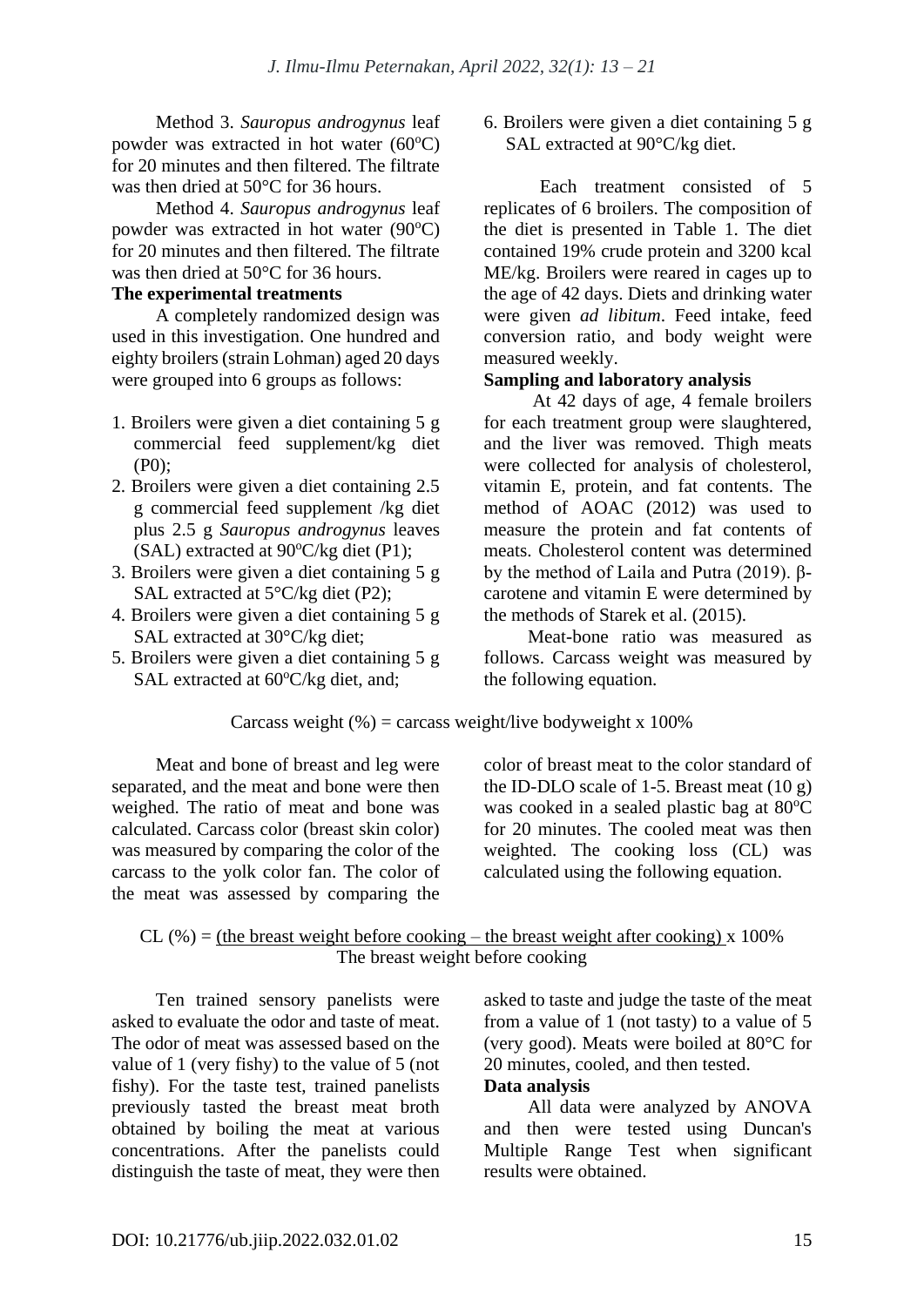Method 3. *Sauropus androgynus* leaf powder was extracted in hot water (60$^o$C) for 20 minutes and then filtered. The filtrate was then dried at 50°C for 36 hours.

Method 4. *Sauropus androgynus* leaf powder was extracted in hot water (90$^o$C) for 20 minutes and then filtered. The filtrate was then dried at 50°C for 36 hours.

**The experimental treatments**

A completely randomized design was used in this investigation. One hundred and eighty broilers (strain Lohman) aged 20 days were grouped into 6 groups as follows:

1. Broilers were given a diet containing 5 g commercial feed supplement/kg diet (P0);
2. Broilers were given a diet containing 2.5 g commercial feed supplement /kg diet plus 2.5 g *Sauropus androgynus* leaves (SAL) extracted at 90$^o$C/kg diet (P1);
3. Broilers were given a diet containing 5 g SAL extracted at 5°C/kg diet (P2);
4. Broilers were given a diet containing 5 g SAL extracted at 30°C/kg diet;
5. Broilers were given a diet containing 5 g SAL extracted at 60$^o$C/kg diet, and;
6. Broilers were given a diet containing 5 g SAL extracted at 90°C/kg diet.

Each treatment consisted of 5 replicates of 6 broilers. The composition of the diet is presented in Table 1. The diet contained 19% crude protein and 3200 kcal ME/kg. Broilers were reared in cages up to the age of 42 days. Diets and drinking water were given *ad libitum*. Feed intake, feed conversion ratio, and body weight were measured weekly.

**Sampling and laboratory analysis**

At 42 days of age, 4 female broilers for each treatment group were slaughtered, and the liver was removed. Thigh meats were collected for analysis of cholesterol, vitamin E, protein, and fat contents. The method of AOAC (2012) was used to measure the protein and fat contents of meats. Cholesterol content was determined by the method of Laila and Putra (2019). β-carotene and vitamin E were determined by the methods of Starek et al. (2015).

Meat-bone ratio was measured as follows. Carcass weight was measured by the following equation.

$$\text{Carcass weight (\%)} = \text{carcass weight/live bodyweight} \times 100\%$$

Meat and bone of breast and leg were separated, and the meat and bone were then weighed. The ratio of meat and bone was calculated. Carcass color (breast skin color) was measured by comparing the color of the carcass to the yolk color fan. The color of the meat was assessed by comparing the color of breast meat to the color standard of the ID-DLO scale of 1-5. Breast meat (10 g) was cooked in a sealed plastic bag at 80$^o$C for 20 minutes. The cooled meat was then weighted. The cooking loss (CL) was calculated using the following equation.

$$\text{CL (\%)} = \frac{\text{(the breast weight before cooking – the breast weight after cooking)}}{\text{The breast weight before cooking}} \times 100\%$$

Ten trained sensory panelists were asked to evaluate the odor and taste of meat. The odor of meat was assessed based on the value of 1 (very fishy) to the value of 5 (not fishy). For the taste test, trained panelists previously tasted the breast meat broth obtained by boiling the meat at various concentrations. After the panelists could distinguish the taste of meat, they were then asked to taste and judge the taste of the meat from a value of 1 (not tasty) to a value of 5 (very good). Meats were boiled at 80°C for 20 minutes, cooled, and then tested.

**Data analysis**

All data were analyzed by ANOVA and then were tested using Duncan's Multiple Range Test when significant results were obtained.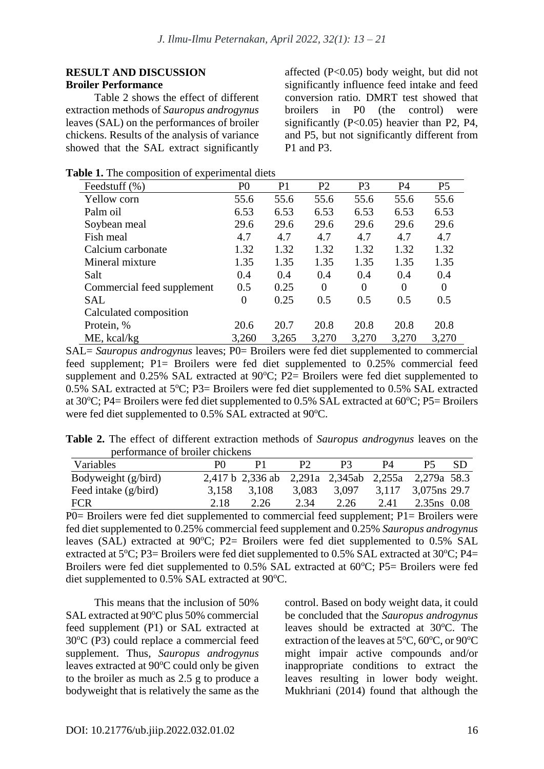## RESULT AND DISCUSSION

### Broiler Performance

Table 2 shows the effect of different extraction methods of *Sauropus androgynus* leaves (SAL) on the performances of broiler chickens. Results of the analysis of variance showed that the SAL extract significantly affected ($P<0.05$) body weight, but did not significantly influence feed intake and feed conversion ratio. DMRT test showed that broilers in P0 (the control) were significantly ($P<0.05$) heavier than P2, P4, and P5, but not significantly different from P1 and P3.

**Table 1.** The composition of experimental diets

| Feedstuff (%) | P0 | P1 | P2 | P3 | P4 | P5 |
|---|---|---|---|---|---|---|
| Yellow corn | 55.6 | 55.6 | 55.6 | 55.6 | 55.6 | 55.6 |
| Palm oil | 6.53 | 6.53 | 6.53 | 6.53 | 6.53 | 6.53 |
| Soybean meal | 29.6 | 29.6 | 29.6 | 29.6 | 29.6 | 29.6 |
| Fish meal | 4.7 | 4.7 | 4.7 | 4.7 | 4.7 | 4.7 |
| Calcium carbonate | 1.32 | 1.32 | 1.32 | 1.32 | 1.32 | 1.32 |
| Mineral mixture | 1.35 | 1.35 | 1.35 | 1.35 | 1.35 | 1.35 |
| Salt | 0.4 | 0.4 | 0.4 | 0.4 | 0.4 | 0.4 |
| Commercial feed supplement | 0.5 | 0.25 | 0 | 0 | 0 | 0 |
| SAL | 0 | 0.25 | 0.5 | 0.5 | 0.5 | 0.5 |
| Calculated composition | | | | | | |
| Protein, % | 20.6 | 20.7 | 20.8 | 20.8 | 20.8 | 20.8 |
| ME, kcal/kg | 3,260 | 3,265 | 3,270 | 3,270 | 3,270 | 3,270 |

SAL= *Sauropus androgynus* leaves; P0= Broilers were fed diet supplemented to commercial feed supplement; P1= Broilers were fed diet supplemented to 0.25% commercial feed supplement and 0.25% SAL extracted at 90°C; P2= Broilers were fed diet supplemented to 0.5% SAL extracted at 5°C; P3= Broilers were fed diet supplemented to 0.5% SAL extracted at 30°C; P4= Broilers were fed diet supplemented to 0.5% SAL extracted at 60°C; P5= Broilers were fed diet supplemented to 0.5% SAL extracted at 90°C.

**Table 2.** The effect of different extraction methods of *Sauropus androgynus* leaves on the performance of broiler chickens

| Variables | P0 | P1 | P2 | P3 | P4 | P5 | SD |
|---|---|---|---|---|---|---|---|
| Bodyweight (g/bird) | 2,417 b | 2,336 ab | 2,291a | 2,345ab | 2,255a | 2,279a | 58.3 |
| Feed intake (g/bird) | 3,158 | 3,108 | 3,083 | 3,097 | 3,117 | 3,075ns | 29.7 |
| FCR | 2.18 | 2.26 | 2.34 | 2.26 | 2.41 | 2.35ns | 0.08 |

P0= Broilers were fed diet supplemented to commercial feed supplement; P1= Broilers were fed diet supplemented to 0.25% commercial feed supplement and 0.25% *Sauropus androgynus* leaves (SAL) extracted at 90°C; P2= Broilers were fed diet supplemented to 0.5% SAL extracted at 5°C; P3= Broilers were fed diet supplemented to 0.5% SAL extracted at 30°C; P4= Broilers were fed diet supplemented to 0.5% SAL extracted at 60°C; P5= Broilers were fed diet supplemented to 0.5% SAL extracted at 90°C.

This means that the inclusion of 50% SAL extracted at 90°C plus 50% commercial feed supplement (P1) or SAL extracted at 30°C (P3) could replace a commercial feed supplement. Thus, *Sauropus androgynus* leaves extracted at 90°C could only be given to the broiler as much as 2.5 g to produce a bodyweight that is relatively the same as the control. Based on body weight data, it could be concluded that the *Sauropus androgynus* leaves should be extracted at 30°C. The extraction of the leaves at 5°C, 60°C, or 90°C might impair active compounds and/or inappropriate conditions to extract the leaves resulting in lower body weight. Mukhriani (2014) found that although the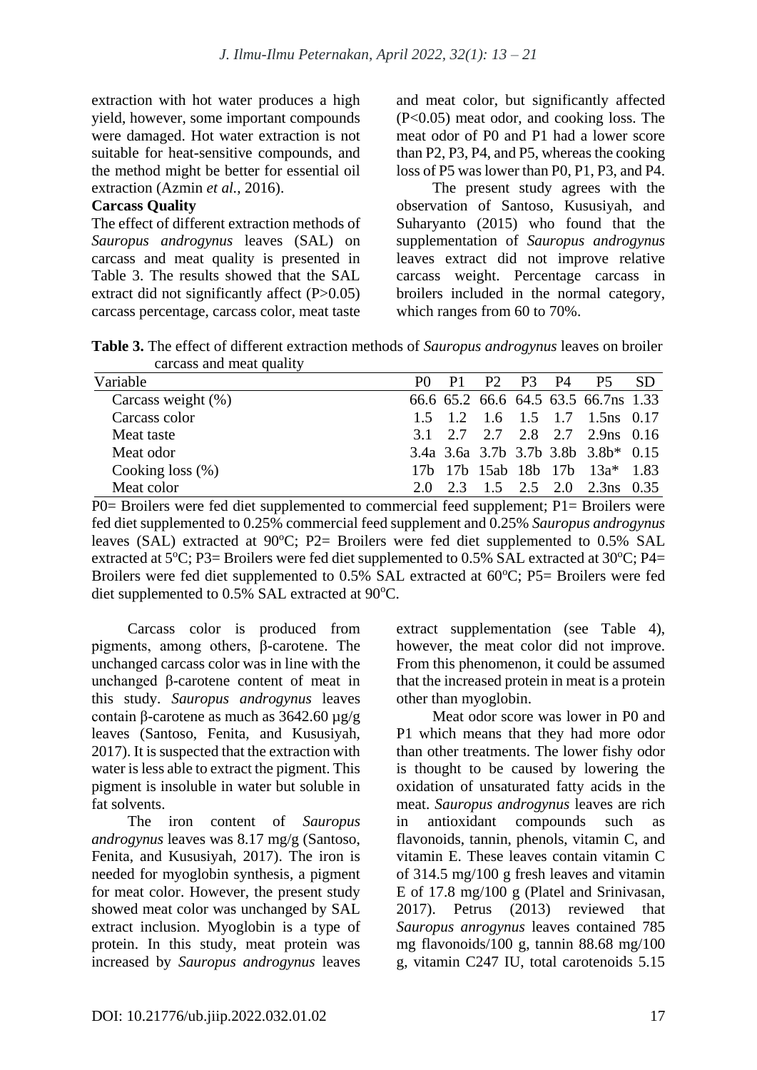extraction with hot water produces a high yield, however, some important compounds were damaged. Hot water extraction is not suitable for heat-sensitive compounds, and the method might be better for essential oil extraction (Azmin *et al.*, 2016).

**Carcass Quality**

The effect of different extraction methods of *Sauropus androgynus* leaves (SAL) on carcass and meat quality is presented in Table 3. The results showed that the SAL extract did not significantly affect (P>0.05) carcass percentage, carcass color, meat taste and meat color, but significantly affected (P<0.05) meat odor, and cooking loss. The meat odor of P0 and P1 had a lower score than P2, P3, P4, and P5, whereas the cooking loss of P5 was lower than P0, P1, P3, and P4.

The present study agrees with the observation of Santoso, Kususiyah, and Suharyanto (2015) who found that the supplementation of *Sauropus androgynus* leaves extract did not improve relative carcass weight. Percentage carcass in broilers included in the normal category, which ranges from 60 to 70%.

**Table 3.** The effect of different extraction methods of *Sauropus androgynus* leaves on broiler carcass and meat quality

| Variable | P0 | P1 | P2 | P3 | P4 | P5 | SD |
|---|---|---|---|---|---|---|---|
| Carcass weight (%) | 66.6 | 65.2 | 66.6 | 64.5 | 63.5 | 66.7ns | 1.33 |
| Carcass color | 1.5 | 1.2 | 1.6 | 1.5 | 1.7 | 1.5ns | 0.17 |
| Meat taste | 3.1 | 2.7 | 2.7 | 2.8 | 2.7 | 2.9ns | 0.16 |
| Meat odor | 3.4a | 3.6a | 3.7b | 3.7b | 3.8b | 3.8b* | 0.15 |
| Cooking loss (%) | 17b | 17b | 15ab | 18b | 17b | 13a* | 1.83 |
| Meat color | 2.0 | 2.3 | 1.5 | 2.5 | 2.0 | 2.3ns | 0.35 |

P0= Broilers were fed diet supplemented to commercial feed supplement; P1= Broilers were fed diet supplemented to 0.25% commercial feed supplement and 0.25% *Sauropus androgynus* leaves (SAL) extracted at 90°C; P2= Broilers were fed diet supplemented to 0.5% SAL extracted at 5°C; P3= Broilers were fed diet supplemented to 0.5% SAL extracted at 30°C; P4= Broilers were fed diet supplemented to 0.5% SAL extracted at 60°C; P5= Broilers were fed diet supplemented to 0.5% SAL extracted at 90°C.

Carcass color is produced from pigments, among others, β-carotene. The unchanged carcass color was in line with the unchanged β-carotene content of meat in this study. *Sauropus androgynus* leaves contain β-carotene as much as 3642.60 µg/g leaves (Santoso, Fenita, and Kususiyah, 2017). It is suspected that the extraction with water is less able to extract the pigment. This pigment is insoluble in water but soluble in fat solvents.

The iron content of *Sauropus androgynus* leaves was 8.17 mg/g (Santoso, Fenita, and Kususiyah, 2017). The iron is needed for myoglobin synthesis, a pigment for meat color. However, the present study showed meat color was unchanged by SAL extract inclusion. Myoglobin is a type of protein. In this study, meat protein was increased by *Sauropus androgynus* leaves extract supplementation (see Table 4), however, the meat color did not improve. From this phenomenon, it could be assumed that the increased protein in meat is a protein other than myoglobin.

Meat odor score was lower in P0 and P1 which means that they had more odor than other treatments. The lower fishy odor is thought to be caused by lowering the oxidation of unsaturated fatty acids in the meat. *Sauropus androgynus* leaves are rich in antioxidant compounds such as flavonoids, tannin, phenols, vitamin C, and vitamin E. These leaves contain vitamin C of 314.5 mg/100 g fresh leaves and vitamin E of 17.8 mg/100 g (Platel and Srinivasan, 2017). Petrus (2013) reviewed that *Sauropus anrogynus* leaves contained 785 mg flavonoids/100 g, tannin 88.68 mg/100 g, vitamin C247 IU, total carotenoids 5.15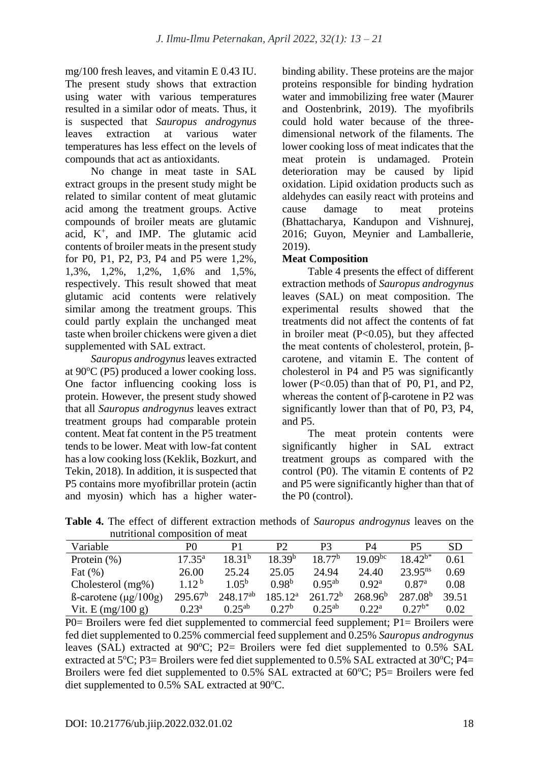mg/100 fresh leaves, and vitamin E 0.43 IU. The present study shows that extraction using water with various temperatures resulted in a similar odor of meats. Thus, it is suspected that *Sauropus androgynus* leaves extraction at various water temperatures has less effect on the levels of compounds that act as antioxidants.

No change in meat taste in SAL extract groups in the present study might be related to similar content of meat glutamic acid among the treatment groups. Active compounds of broiler meats are glutamic acid, $K^+$, and IMP. The glutamic acid contents of broiler meats in the present study for P0, P1, P2, P3, P4 and P5 were 1,2%, 1,3%, 1,2%, 1,2%, 1,6% and 1,5%, respectively. This result showed that meat glutamic acid contents were relatively similar among the treatment groups. This could partly explain the unchanged meat taste when broiler chickens were given a diet supplemented with SAL extract.

*Sauropus androgynus* leaves extracted at 90°C (P5) produced a lower cooking loss. One factor influencing cooking loss is protein. However, the present study showed that all *Sauropus androgynus* leaves extract treatment groups had comparable protein content. Meat fat content in the P5 treatment tends to be lower. Meat with low-fat content has a low cooking loss (Keklik, Bozkurt, and Tekin, 2018). In addition, it is suspected that P5 contains more myofibrillar protein (actin and myosin) which has a higher water-binding ability. These proteins are the major proteins responsible for binding hydration water and immobilizing free water (Maurer and Oostenbrink, 2019). The myofibrils could hold water because of the three-dimensional network of the filaments. The lower cooking loss of meat indicates that the meat protein is undamaged. Protein deterioration may be caused by lipid oxidation. Lipid oxidation products such as aldehydes can easily react with proteins and cause damage to meat proteins (Bhattacharya, Kandupon and Vishnurej, 2016; Guyon, Meynier and Lamballerie, 2019).

**Meat Composition**

Table 4 presents the effect of different extraction methods of *Sauropus androgynus* leaves (SAL) on meat composition. The experimental results showed that the treatments did not affect the contents of fat in broiler meat ($P<0.05$), but they affected the meat contents of cholesterol, protein, β-carotene, and vitamin E. The content of cholesterol in P4 and P5 was significantly lower ($P<0.05$) than that of P0, P1, and P2, whereas the content of β-carotene in P2 was significantly lower than that of P0, P3, P4, and P5.

The meat protein contents were significantly higher in SAL extract treatment groups as compared with the control (P0). The vitamin E contents of P2 and P5 were significantly higher than that of the P0 (control).

**Table 4.** The effect of different extraction methods of *Sauropus androgynus* leaves on the nutritional composition of meat

| Variable | P0 | P1 | P2 | P3 | P4 | P5 | SD |
|---|---|---|---|---|---|---|---|
| Protein (%) | $17.35^{a}$ | $18.31^{b}$ | $18.39^{b}$ | $18.77^{b}$ | $19.09^{bc}$ | $18.42^{b*}$ | 0.61 |
| Fat (%) | 26.00 | 25.24 | 25.05 | 24.94 | 24.40 | $23.95^{ns}$ | 0.69 |
| Cholesterol (mg%) | $1.12^{b}$ | $1.05^{b}$ | $0.98^{b}$ | $0.95^{ab}$ | $0.92^{a}$ | $0.87^{a}$ | 0.08 |
| ß-carotene (μg/100g) | $295.67^{b}$ | $248.17^{ab}$ | $185.12^{a}$ | $261.72^{b}$ | $268.96^{b}$ | $287.08^{b}$ | 39.51 |
| Vit. E (mg/100 g) | $0.23^{a}$ | $0.25^{ab}$ | $0.27^{b}$ | $0.25^{ab}$ | $0.22^{a}$ | $0.27^{b*}$ | 0.02 |

P0= Broilers were fed diet supplemented to commercial feed supplement; P1= Broilers were fed diet supplemented to 0.25% commercial feed supplement and 0.25% *Sauropus androgynus* leaves (SAL) extracted at 90°C; P2= Broilers were fed diet supplemented to 0.5% SAL extracted at 5°C; P3= Broilers were fed diet supplemented to 0.5% SAL extracted at 30°C; P4= Broilers were fed diet supplemented to 0.5% SAL extracted at 60°C; P5= Broilers were fed diet supplemented to 0.5% SAL extracted at 90°C.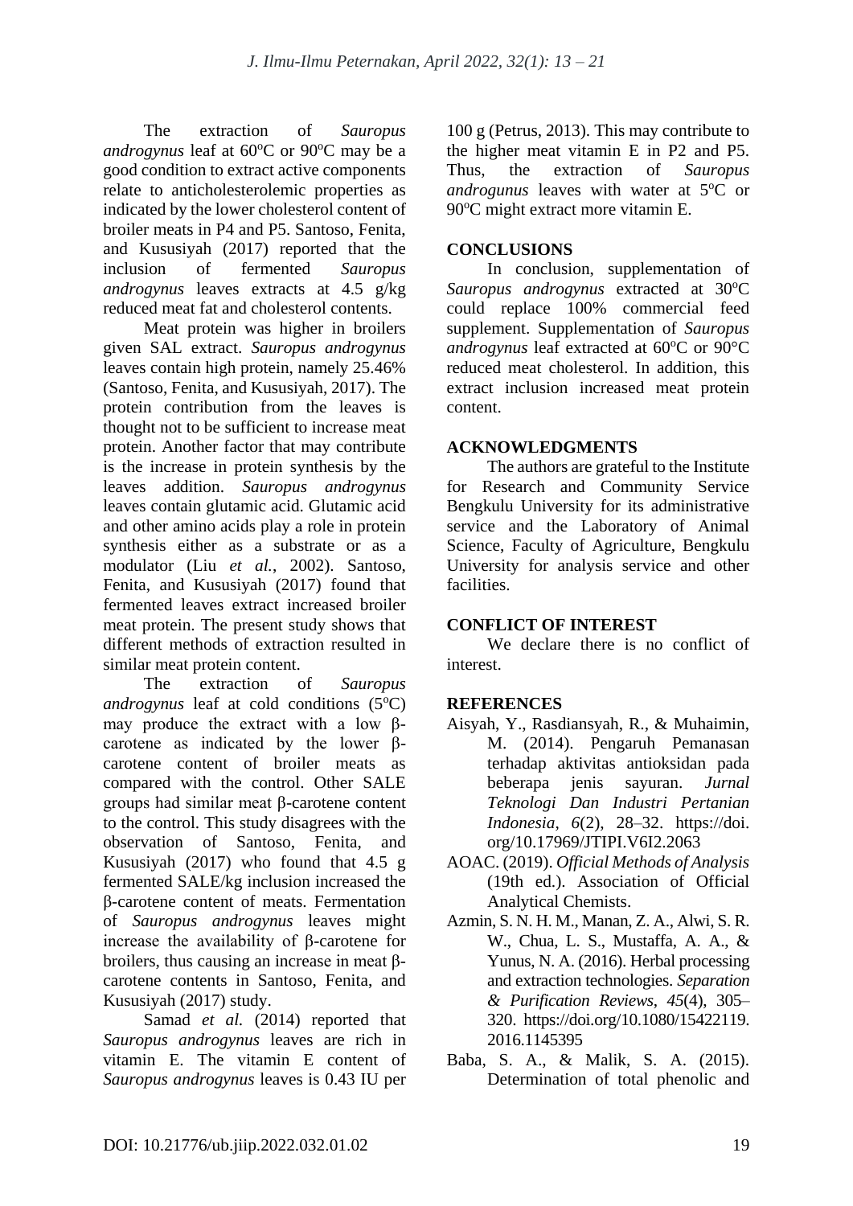The extraction of *Sauropus androgynus* leaf at 60$^{o}$C or 90$^{o}$C may be a good condition to extract active components relate to anticholesterolemic properties as indicated by the lower cholesterol content of broiler meats in P4 and P5. Santoso, Fenita, and Kususiyah (2017) reported that the inclusion of fermented *Sauropus androgynus* leaves extracts at 4.5 g/kg reduced meat fat and cholesterol contents.

Meat protein was higher in broilers given SAL extract. *Sauropus androgynus* leaves contain high protein, namely 25.46% (Santoso, Fenita, and Kususiyah, 2017). The protein contribution from the leaves is thought not to be sufficient to increase meat protein. Another factor that may contribute is the increase in protein synthesis by the leaves addition. *Sauropus androgynus* leaves contain glutamic acid. Glutamic acid and other amino acids play a role in protein synthesis either as a substrate or as a modulator (Liu *et al.*, 2002). Santoso, Fenita, and Kususiyah (2017) found that fermented leaves extract increased broiler meat protein. The present study shows that different methods of extraction resulted in similar meat protein content.

The extraction of *Sauropus androgynus* leaf at cold conditions (5$^{o}$C) may produce the extract with a low β-carotene as indicated by the lower β-carotene content of broiler meats as compared with the control. Other SALE groups had similar meat β-carotene content to the control. This study disagrees with the observation of Santoso, Fenita, and Kususiyah (2017) who found that 4.5 g fermented SALE/kg inclusion increased the β-carotene content of meats. Fermentation of *Sauropus androgynus* leaves might increase the availability of β-carotene for broilers, thus causing an increase in meat β-carotene contents in Santoso, Fenita, and Kususiyah (2017) study.

Samad *et al.* (2014) reported that *Sauropus androgynus* leaves are rich in vitamin E. The vitamin E content of *Sauropus androgynus* leaves is 0.43 IU per 100 g (Petrus, 2013). This may contribute to the higher meat vitamin E in P2 and P5. Thus, the extraction of *Sauropus androgunus* leaves with water at 5$^{o}$C or 90$^{o}$C might extract more vitamin E.

## CONCLUSIONS

In conclusion, supplementation of *Sauropus androgynus* extracted at 30$^{o}$C could replace 100% commercial feed supplement. Supplementation of *Sauropus androgynus* leaf extracted at 60$^{o}$C or 90°C reduced meat cholesterol. In addition, this extract inclusion increased meat protein content.

## ACKNOWLEDGMENTS

The authors are grateful to the Institute for Research and Community Service Bengkulu University for its administrative service and the Laboratory of Animal Science, Faculty of Agriculture, Bengkulu University for analysis service and other facilities.

## CONFLICT OF INTEREST

We declare there is no conflict of interest.

## REFERENCES

Aisyah, Y., Rasdiansyah, R., & Muhaimin, M. (2014). Pengaruh Pemanasan terhadap aktivitas antioksidan pada beberapa jenis sayuran. *Jurnal Teknologi Dan Industri Pertanian Indonesia*, *6*(2), 28–32. https://doi.org/10.17969/JTIPI.V6I2.2063

AOAC. (2019). *Official Methods of Analysis* (19th ed.). Association of Official Analytical Chemists.

Azmin, S. N. H. M., Manan, Z. A., Alwi, S. R. W., Chua, L. S., Mustaffa, A. A., & Yunus, N. A. (2016). Herbal processing and extraction technologies. *Separation & Purification Reviews*, *45*(4), 305–320. https://doi.org/10.1080/15422119.2016.1145395

Baba, S. A., & Malik, S. A. (2015). Determination of total phenolic and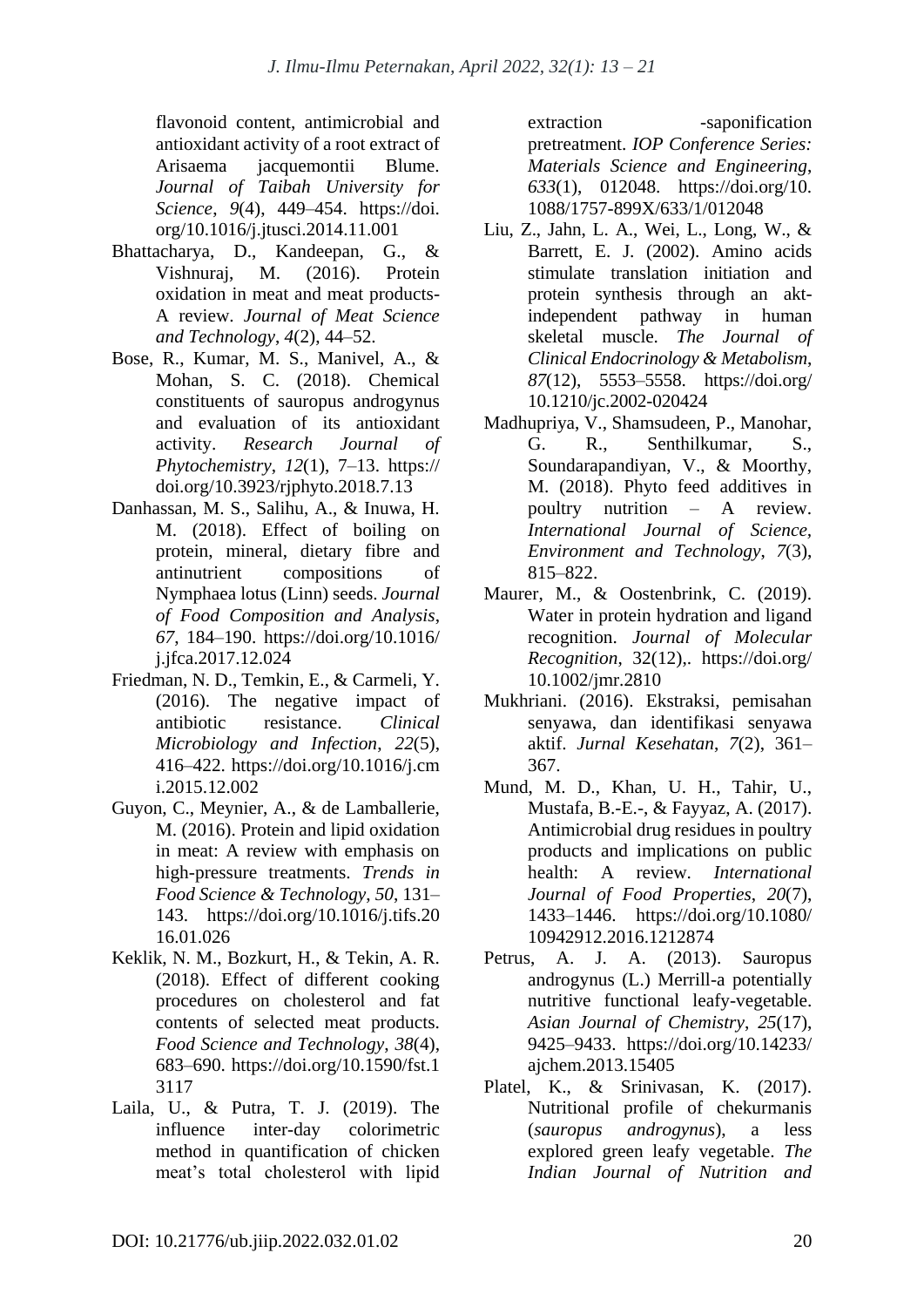flavonoid content, antimicrobial and antioxidant activity of a root extract of Arisaema jacquemontii Blume. *Journal of Taibah University for Science*, *9*(4), 449–454. https://doi.org/10.1016/j.jtusci.2014.11.001

Bhattacharya, D., Kandeepan, G., & Vishnuraj, M. (2016). Protein oxidation in meat and meat products-A review. *Journal of Meat Science and Technology*, *4*(2), 44–52.

Bose, R., Kumar, M. S., Manivel, A., & Mohan, S. C. (2018). Chemical constituents of sauropus androgynus and evaluation of its antioxidant activity. *Research Journal of Phytochemistry*, *12*(1), 7–13. https://doi.org/10.3923/rjphyto.2018.7.13

Danhassan, M. S., Salihu, A., & Inuwa, H. M. (2018). Effect of boiling on protein, mineral, dietary fibre and antinutrient compositions of Nymphaea lotus (Linn) seeds. *Journal of Food Composition and Analysis*, *67*, 184–190. https://doi.org/10.1016/j.jfca.2017.12.024

Friedman, N. D., Temkin, E., & Carmeli, Y. (2016). The negative impact of antibiotic resistance. *Clinical Microbiology and Infection*, *22*(5), 416–422. https://doi.org/10.1016/j.cmi.2015.12.002

Guyon, C., Meynier, A., & de Lamballerie, M. (2016). Protein and lipid oxidation in meat: A review with emphasis on high-pressure treatments. *Trends in Food Science & Technology*, *50*, 131–143. https://doi.org/10.1016/j.tifs.2016.01.026

Keklik, N. M., Bozkurt, H., & Tekin, A. R. (2018). Effect of different cooking procedures on cholesterol and fat contents of selected meat products. *Food Science and Technology*, *38*(4), 683–690. https://doi.org/10.1590/fst.13117

Laila, U., & Putra, T. J. (2019). The influence inter-day colorimetric method in quantification of chicken meat's total cholesterol with lipid extraction -saponification pretreatment. *IOP Conference Series: Materials Science and Engineering*, *633*(1), 012048. https://doi.org/10.1088/1757-899X/633/1/012048

Liu, Z., Jahn, L. A., Wei, L., Long, W., & Barrett, E. J. (2002). Amino acids stimulate translation initiation and protein synthesis through an akt-independent pathway in human skeletal muscle. *The Journal of Clinical Endocrinology & Metabolism*, *87*(12), 5553–5558. https://doi.org/10.1210/jc.2002-020424

Madhupriya, V., Shamsudeen, P., Manohar, G. R., Senthilkumar, S., Soundarapandiyan, V., & Moorthy, M. (2018). Phyto feed additives in poultry nutrition – A review. *International Journal of Science, Environment and Technology*, *7*(3), 815–822.

Maurer, M., & Oostenbrink, C. (2019). Water in protein hydration and ligand recognition. *Journal of Molecular Recognition*, 32(12),. https://doi.org/10.1002/jmr.2810

Mukhriani. (2016). Ekstraksi, pemisahan senyawa, dan identifikasi senyawa aktif. *Jurnal Kesehatan*, *7*(2), 361–367.

Mund, M. D., Khan, U. H., Tahir, U., Mustafa, B.-E.-, & Fayyaz, A. (2017). Antimicrobial drug residues in poultry products and implications on public health: A review. *International Journal of Food Properties*, *20*(7), 1433–1446. https://doi.org/10.1080/10942912.2016.1212874

Petrus, A. J. A. (2013). Sauropus androgynus (L.) Merrill-a potentially nutritive functional leafy-vegetable. *Asian Journal of Chemistry*, *25*(17), 9425–9433. https://doi.org/10.14233/ajchem.2013.15405

Platel, K., & Srinivasan, K. (2017). Nutritional profile of chekurmanis (*sauropus androgynus*), a less explored green leafy vegetable. *The Indian Journal of Nutrition and*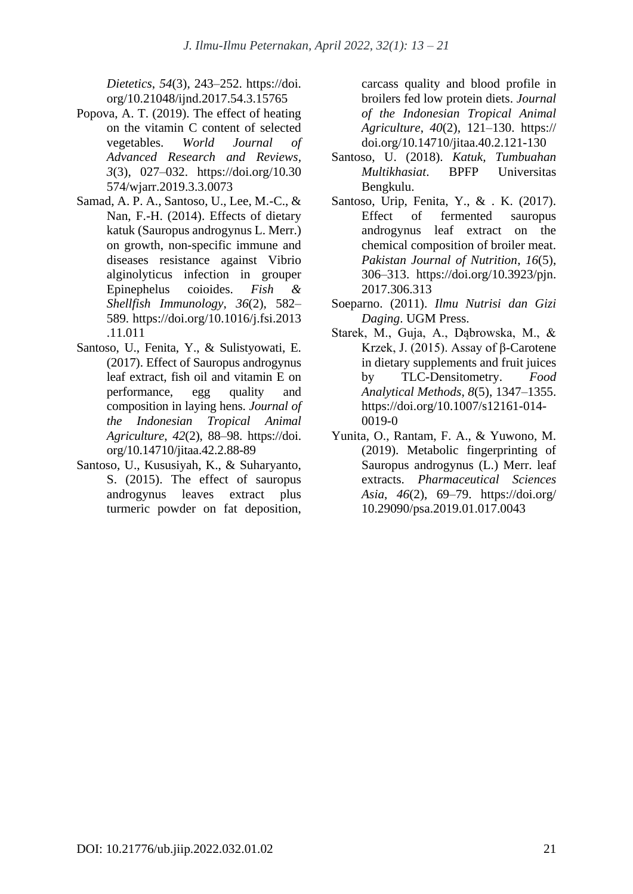*Dietetics*, *54*(3), 243–252. https://doi.org/10.21048/ijnd.2017.54.3.15765

Popova, A. T. (2019). The effect of heating on the vitamin C content of selected vegetables. *World Journal of Advanced Research and Reviews*, *3*(3), 027–032. https://doi.org/10.30574/wjarr.2019.3.3.0073

Samad, A. P. A., Santoso, U., Lee, M.-C., & Nan, F.-H. (2014). Effects of dietary katuk (Sauropus androgynus L. Merr.) on growth, non-specific immune and diseases resistance against Vibrio alginolyticus infection in grouper Epinephelus coioides. *Fish & Shellfish Immunology*, *36*(2), 582–589. https://doi.org/10.1016/j.fsi.2013.11.011

Santoso, U., Fenita, Y., & Sulistyowati, E. (2017). Effect of Sauropus androgynus leaf extract, fish oil and vitamin E on performance, egg quality and composition in laying hens. *Journal of the Indonesian Tropical Animal Agriculture*, *42*(2), 88–98. https://doi.org/10.14710/jitaa.42.2.88-89

Santoso, U., Kususiyah, K., & Suharyanto, S. (2015). The effect of sauropus androgynus leaves extract plus turmeric powder on fat deposition, carcass quality and blood profile in broilers fed low protein diets. *Journal of the Indonesian Tropical Animal Agriculture*, *40*(2), 121–130. https://doi.org/10.14710/jitaa.40.2.121-130

Santoso, U. (2018). *Katuk, Tumbuahan Multikhasiat*. BPFP Universitas Bengkulu.

Santoso, Urip, Fenita, Y., & . K. (2017). Effect of fermented sauropus androgynus leaf extract on the chemical composition of broiler meat. *Pakistan Journal of Nutrition*, *16*(5), 306–313. https://doi.org/10.3923/pjn.2017.306.313

Soeparno. (2011). *Ilmu Nutrisi dan Gizi Daging*. UGM Press.

Starek, M., Guja, A., Dąbrowska, M., & Krzek, J. (2015). Assay of β-Carotene in dietary supplements and fruit juices by TLC-Densitometry. *Food Analytical Methods*, *8*(5), 1347–1355. https://doi.org/10.1007/s12161-014-0019-0

Yunita, O., Rantam, F. A., & Yuwono, M. (2019). Metabolic fingerprinting of Sauropus androgynus (L.) Merr. leaf extracts. *Pharmaceutical Sciences Asia*, *46*(2), 69–79. https://doi.org/10.29090/psa.2019.01.017.0043